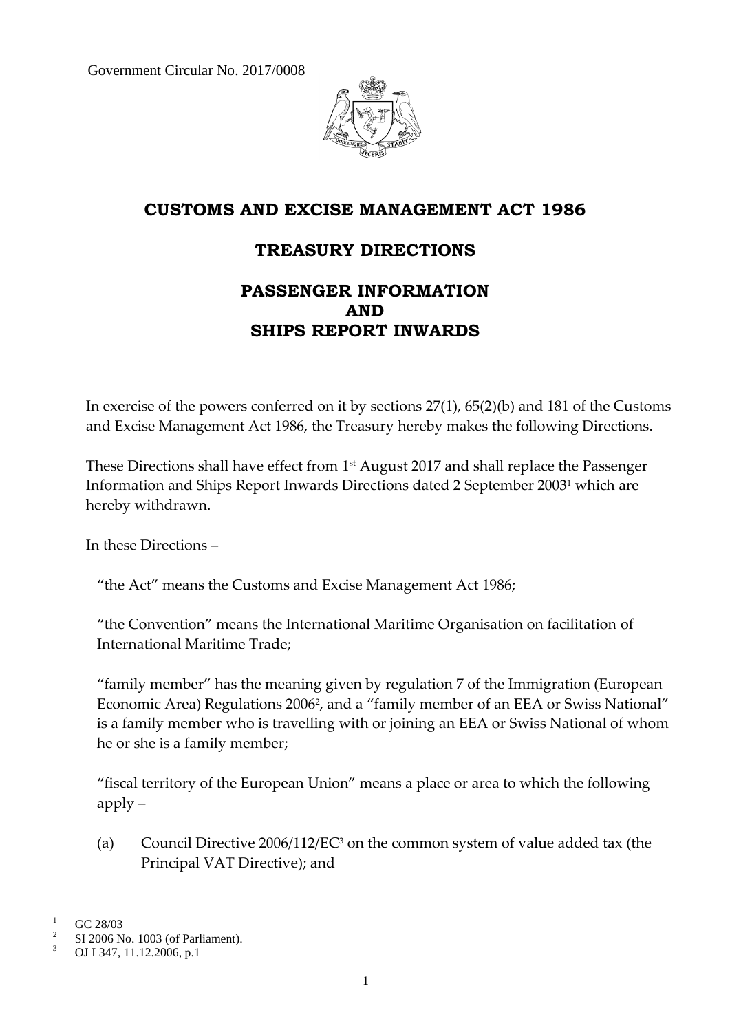Government Circular No. 2017/0008

# CUSTOMS AND EXCISE MANAGEMENT ACT 1986

## TREASURY DIRECTIONS

## PASSENGER INFORMATION AND SHIPS REPORT INWARDS

In exercise of the powers conferred on it by sections 27(1), 65(2)(b) and 181 of the Customs and Excise Management Act 1986, the Treasury hereby makes the following Directions.

These Directions shall have effect from 1st August 2017 and shall replace the Passenger Information and Ships Report Inwards Directions dated 2 September 2003[1] which are hereby withdrawn.

In these Directions –

"the Act" means the Customs and Excise Management Act 1986;

"the Convention" means the International Maritime Organisation on facilitation of International Maritime Trade;

"family member" has the meaning given by regulation 7 of the Immigration (European Economic Area) Regulations 2006[2], and a "family member of an EEA or Swiss National" is a family member who is travelling with or joining an EEA or Swiss National of whom he or she is a family member;

"fiscal territory of the European Union" means a place or area to which the following apply –

(a) Council Directive 2006/112/EC[3] on the common system of value added tax (the Principal VAT Directive); and

---

[1] GC 28/03

[2] SI 2006 No. 1003 (of Parliament).

[3] OJ L347, 11.12.2006, p.1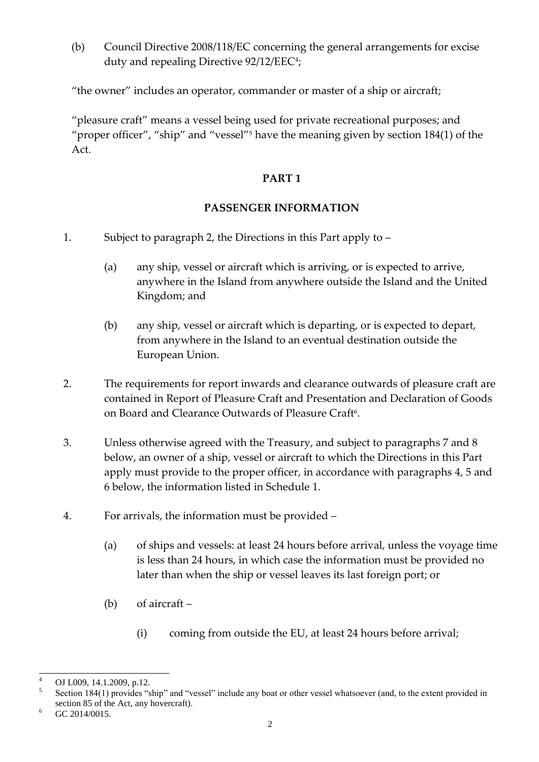(b) Council Directive 2008/118/EC concerning the general arrangements for excise duty and repealing Directive 92/12/EEC[4];

"the owner" includes an operator, commander or master of a ship or aircraft;

"pleasure craft" means a vessel being used for private recreational purposes; and "proper officer", "ship" and "vessel"[5] have the meaning given by section 184(1) of the Act.

## PART 1

## PASSENGER INFORMATION

1. Subject to paragraph 2, the Directions in this Part apply to –

   (a) any ship, vessel or aircraft which is arriving, or is expected to arrive, anywhere in the Island from anywhere outside the Island and the United Kingdom; and

   (b) any ship, vessel or aircraft which is departing, or is expected to depart, from anywhere in the Island to an eventual destination outside the European Union.

2. The requirements for report inwards and clearance outwards of pleasure craft are contained in Report of Pleasure Craft and Presentation and Declaration of Goods on Board and Clearance Outwards of Pleasure Craft[6].

3. Unless otherwise agreed with the Treasury, and subject to paragraphs 7 and 8 below, an owner of a ship, vessel or aircraft to which the Directions in this Part apply must provide to the proper officer, in accordance with paragraphs 4, 5 and 6 below, the information listed in Schedule 1.

4. For arrivals, the information must be provided –

   (a) of ships and vessels: at least 24 hours before arrival, unless the voyage time is less than 24 hours, in which case the information must be provided no later than when the ship or vessel leaves its last foreign port; or

   (b) of aircraft –

      (i) coming from outside the EU, at least 24 hours before arrival;

---

[4] OJ L009, 14.1.2009, p.12.

[5] Section 184(1) provides "ship" and "vessel" include any boat or other vessel whatsoever (and, to the extent provided in section 85 of the Act, any hovercraft).

[6] GC 2014/0015.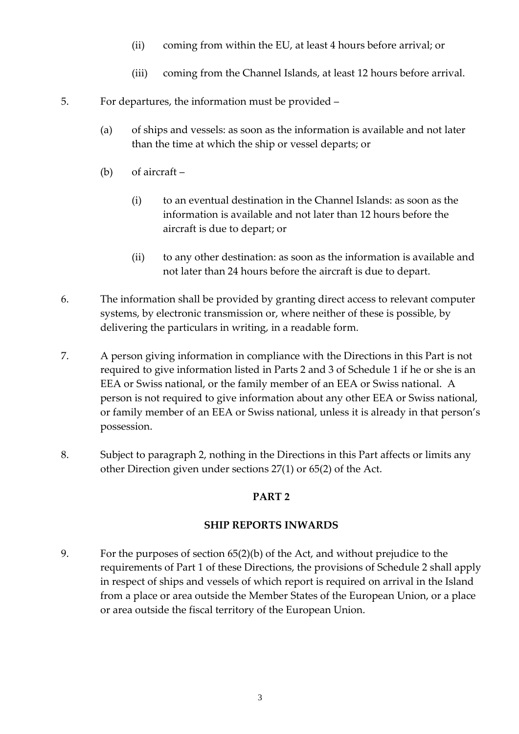(ii) coming from within the EU, at least 4 hours before arrival; or

(iii) coming from the Channel Islands, at least 12 hours before arrival.

5. For departures, the information must be provided –

(a) of ships and vessels: as soon as the information is available and not later than the time at which the ship or vessel departs; or

(b) of aircraft –

(i) to an eventual destination in the Channel Islands: as soon as the information is available and not later than 12 hours before the aircraft is due to depart; or

(ii) to any other destination: as soon as the information is available and not later than 24 hours before the aircraft is due to depart.

6. The information shall be provided by granting direct access to relevant computer systems, by electronic transmission or, where neither of these is possible, by delivering the particulars in writing, in a readable form.

7. A person giving information in compliance with the Directions in this Part is not required to give information listed in Parts 2 and 3 of Schedule 1 if he or she is an EEA or Swiss national, or the family member of an EEA or Swiss national. A person is not required to give information about any other EEA or Swiss national, or family member of an EEA or Swiss national, unless it is already in that person's possession.

8. Subject to paragraph 2, nothing in the Directions in this Part affects or limits any other Direction given under sections 27(1) or 65(2) of the Act.

## PART 2

## SHIP REPORTS INWARDS

9. For the purposes of section 65(2)(b) of the Act, and without prejudice to the requirements of Part 1 of these Directions, the provisions of Schedule 2 shall apply in respect of ships and vessels of which report is required on arrival in the Island from a place or area outside the Member States of the European Union, or a place or area outside the fiscal territory of the European Union.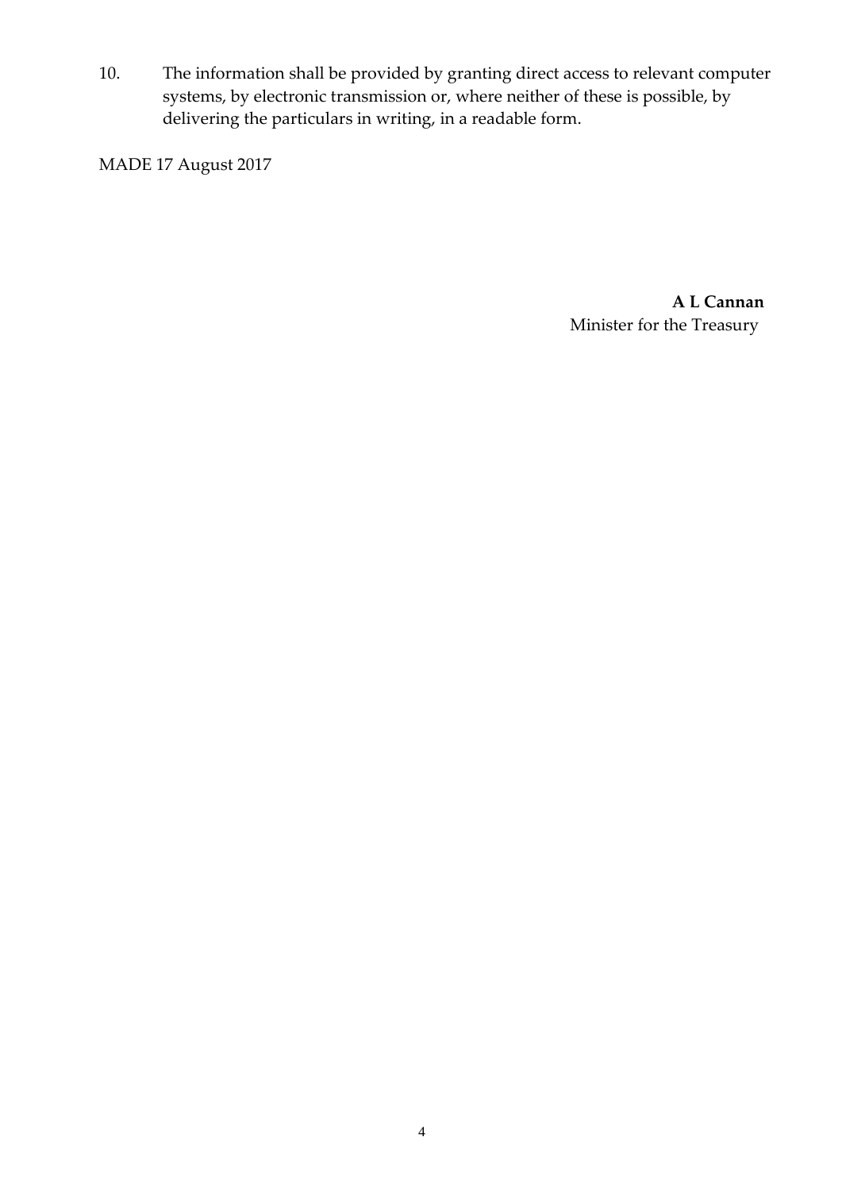10. The information shall be provided by granting direct access to relevant computer systems, by electronic transmission or, where neither of these is possible, by delivering the particulars in writing, in a readable form.

MADE 17 August 2017

**A L Cannan**
Minister for the Treasury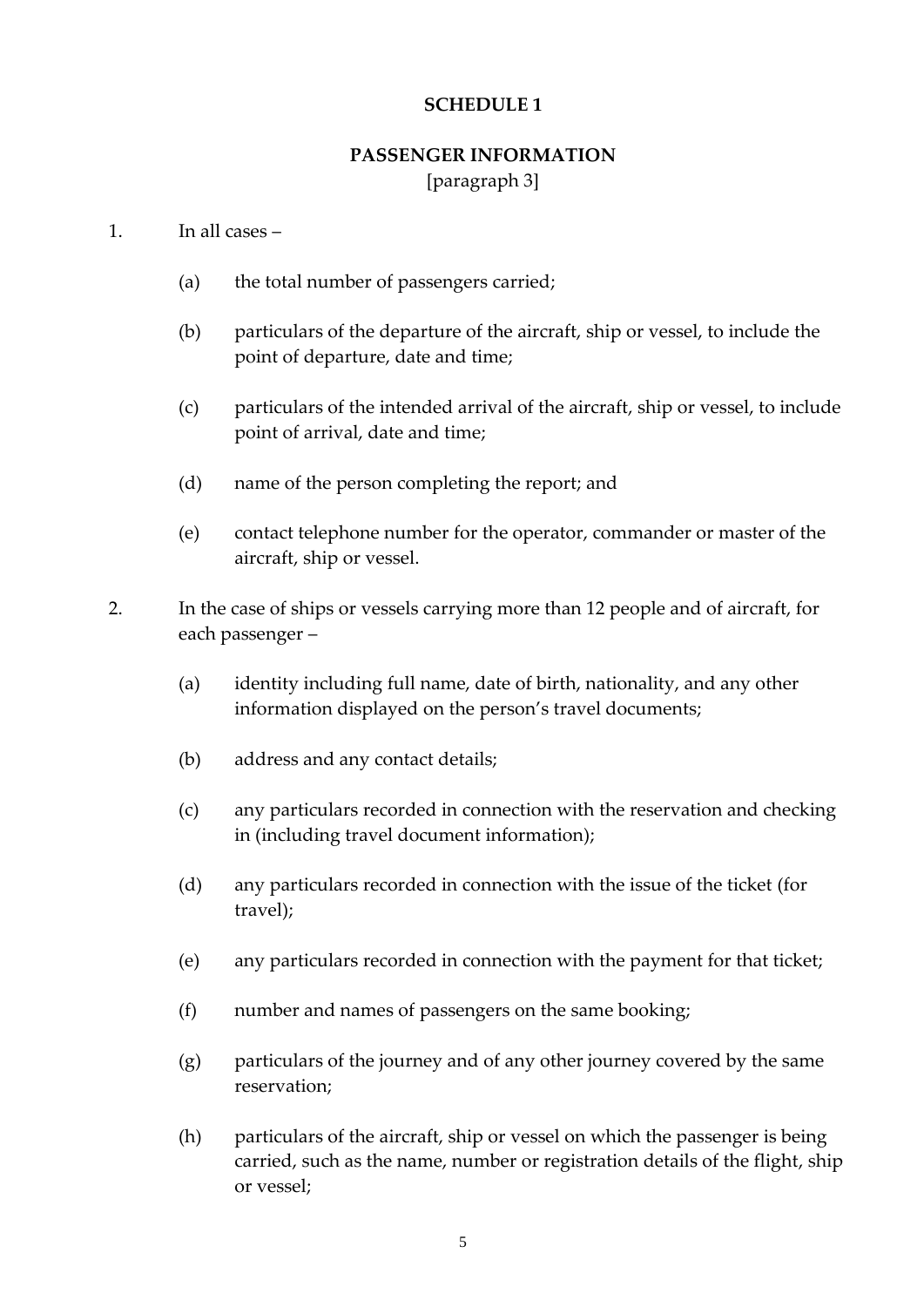# SCHEDULE 1

## PASSENGER INFORMATION

[paragraph 3]

1. In all cases –

   (a) the total number of passengers carried;

   (b) particulars of the departure of the aircraft, ship or vessel, to include the point of departure, date and time;

   (c) particulars of the intended arrival of the aircraft, ship or vessel, to include point of arrival, date and time;

   (d) name of the person completing the report; and

   (e) contact telephone number for the operator, commander or master of the aircraft, ship or vessel.

2. In the case of ships or vessels carrying more than 12 people and of aircraft, for each passenger –

   (a) identity including full name, date of birth, nationality, and any other information displayed on the person's travel documents;

   (b) address and any contact details;

   (c) any particulars recorded in connection with the reservation and checking in (including travel document information);

   (d) any particulars recorded in connection with the issue of the ticket (for travel);

   (e) any particulars recorded in connection with the payment for that ticket;

   (f) number and names of passengers on the same booking;

   (g) particulars of the journey and of any other journey covered by the same reservation;

   (h) particulars of the aircraft, ship or vessel on which the passenger is being carried, such as the name, number or registration details of the flight, ship or vessel;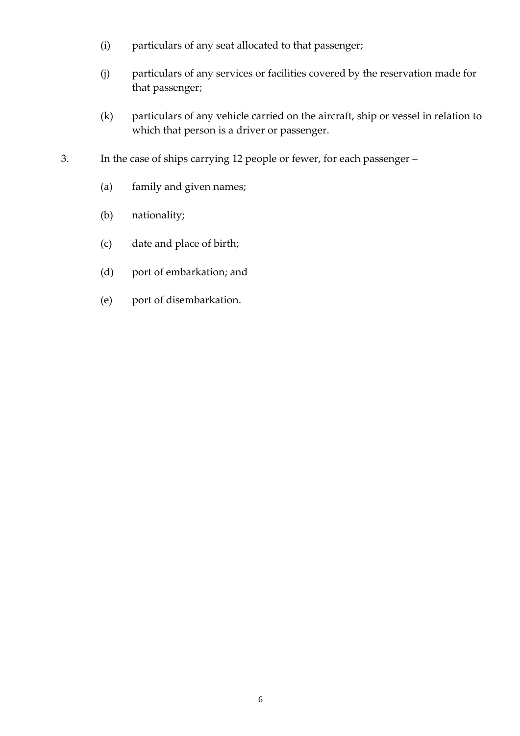(i) particulars of any seat allocated to that passenger;

(j) particulars of any services or facilities covered by the reservation made for that passenger;

(k) particulars of any vehicle carried on the aircraft, ship or vessel in relation to which that person is a driver or passenger.

3. In the case of ships carrying 12 people or fewer, for each passenger –

(a) family and given names;

(b) nationality;

(c) date and place of birth;

(d) port of embarkation; and

(e) port of disembarkation.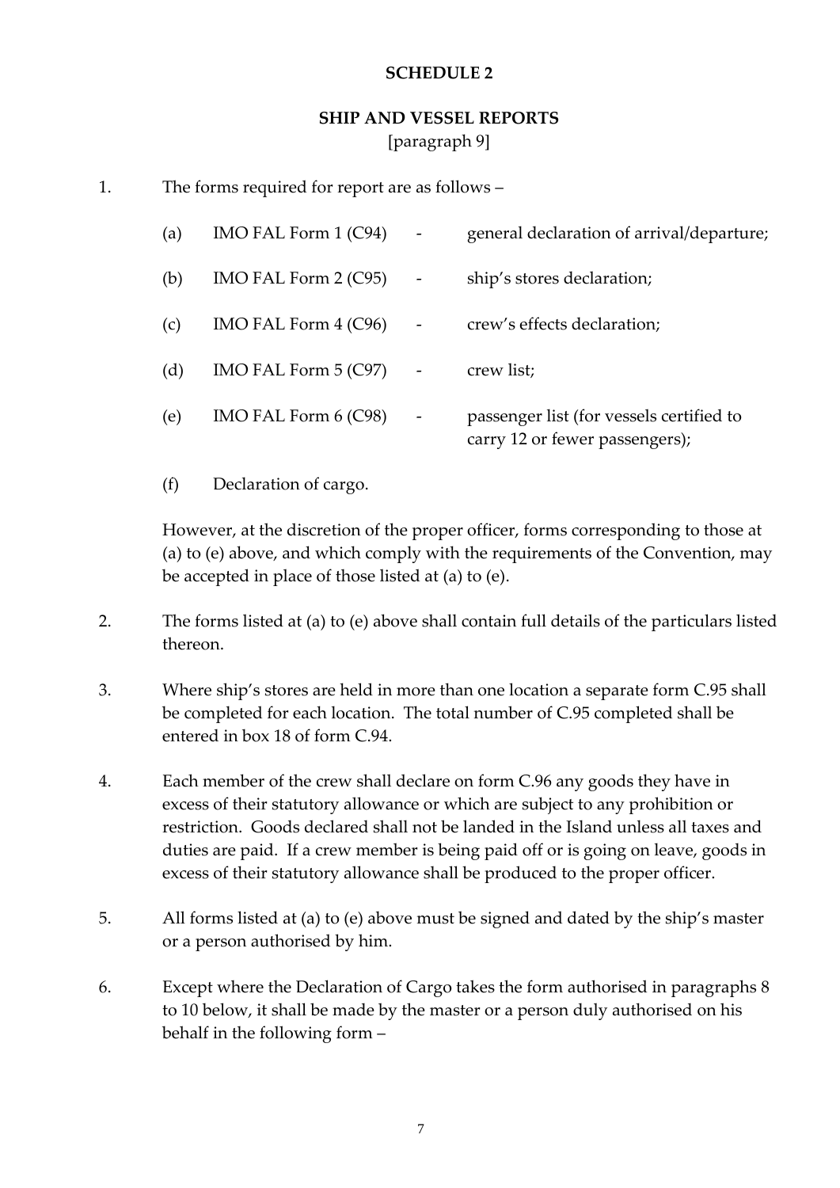## SCHEDULE 2

## SHIP AND VESSEL REPORTS

[paragraph 9]

1. The forms required for report are as follows –

   (a) IMO FAL Form 1 (C94) - general declaration of arrival/departure;

   (b) IMO FAL Form 2 (C95) - ship's stores declaration;

   (c) IMO FAL Form 4 (C96) - crew's effects declaration;

   (d) IMO FAL Form 5 (C97) - crew list;

   (e) IMO FAL Form 6 (C98) - passenger list (for vessels certified to carry 12 or fewer passengers);

   (f) Declaration of cargo.

   However, at the discretion of the proper officer, forms corresponding to those at (a) to (e) above, and which comply with the requirements of the Convention, may be accepted in place of those listed at (a) to (e).

2. The forms listed at (a) to (e) above shall contain full details of the particulars listed thereon.

3. Where ship's stores are held in more than one location a separate form C.95 shall be completed for each location. The total number of C.95 completed shall be entered in box 18 of form C.94.

4. Each member of the crew shall declare on form C.96 any goods they have in excess of their statutory allowance or which are subject to any prohibition or restriction. Goods declared shall not be landed in the Island unless all taxes and duties are paid. If a crew member is being paid off or is going on leave, goods in excess of their statutory allowance shall be produced to the proper officer.

5. All forms listed at (a) to (e) above must be signed and dated by the ship's master or a person authorised by him.

6. Except where the Declaration of Cargo takes the form authorised in paragraphs 8 to 10 below, it shall be made by the master or a person duly authorised on his behalf in the following form –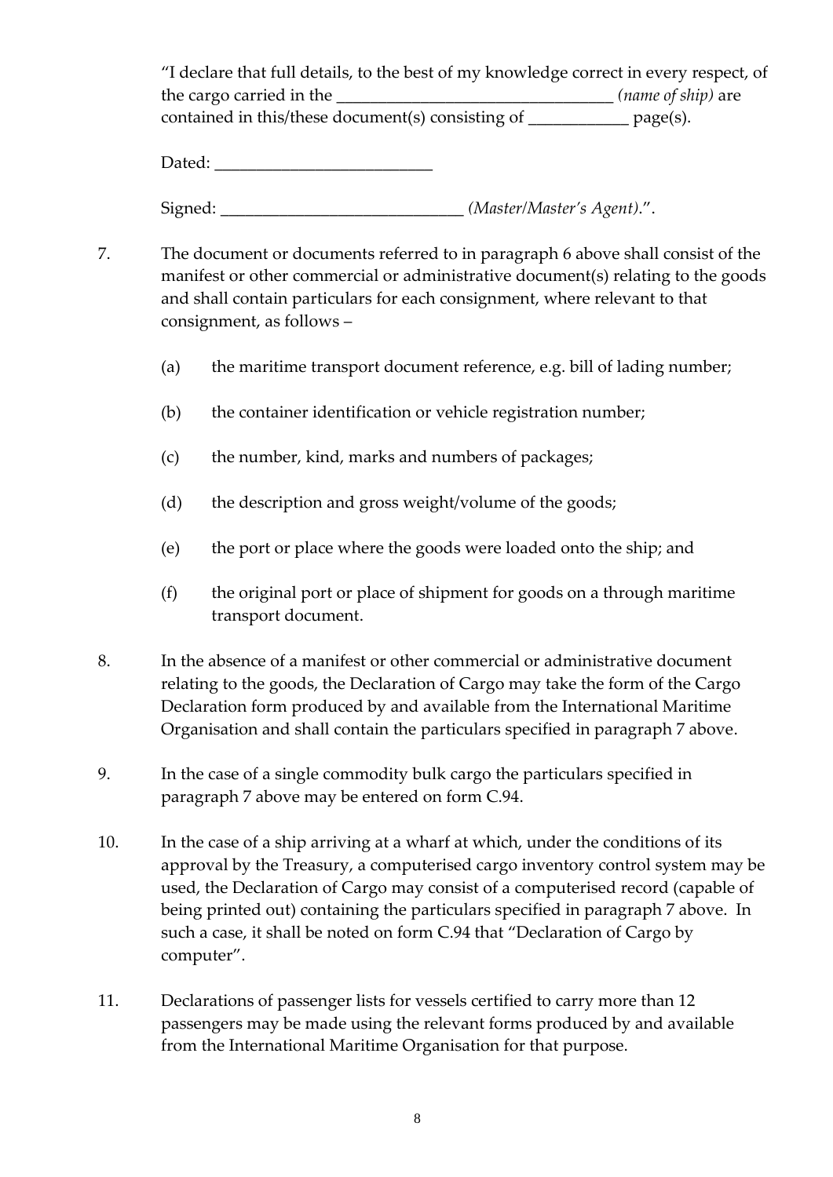"I declare that full details, to the best of my knowledge correct in every respect, of the cargo carried in the _________________________________ *(name of ship)* are contained in this/these document(s) consisting of ____________ page(s).

Dated: __________________________

Signed: ____________________________ *(Master/Master's Agent)*.".

7. The document or documents referred to in paragraph 6 above shall consist of the manifest or other commercial or administrative document(s) relating to the goods and shall contain particulars for each consignment, where relevant to that consignment, as follows –

   (a) the maritime transport document reference, e.g. bill of lading number;

   (b) the container identification or vehicle registration number;

   (c) the number, kind, marks and numbers of packages;

   (d) the description and gross weight/volume of the goods;

   (e) the port or place where the goods were loaded onto the ship; and

   (f) the original port or place of shipment for goods on a through maritime transport document.

8. In the absence of a manifest or other commercial or administrative document relating to the goods, the Declaration of Cargo may take the form of the Cargo Declaration form produced by and available from the International Maritime Organisation and shall contain the particulars specified in paragraph 7 above.

9. In the case of a single commodity bulk cargo the particulars specified in paragraph 7 above may be entered on form C.94.

10. In the case of a ship arriving at a wharf at which, under the conditions of its approval by the Treasury, a computerised cargo inventory control system may be used, the Declaration of Cargo may consist of a computerised record (capable of being printed out) containing the particulars specified in paragraph 7 above. In such a case, it shall be noted on form C.94 that "Declaration of Cargo by computer".

11. Declarations of passenger lists for vessels certified to carry more than 12 passengers may be made using the relevant forms produced by and available from the International Maritime Organisation for that purpose.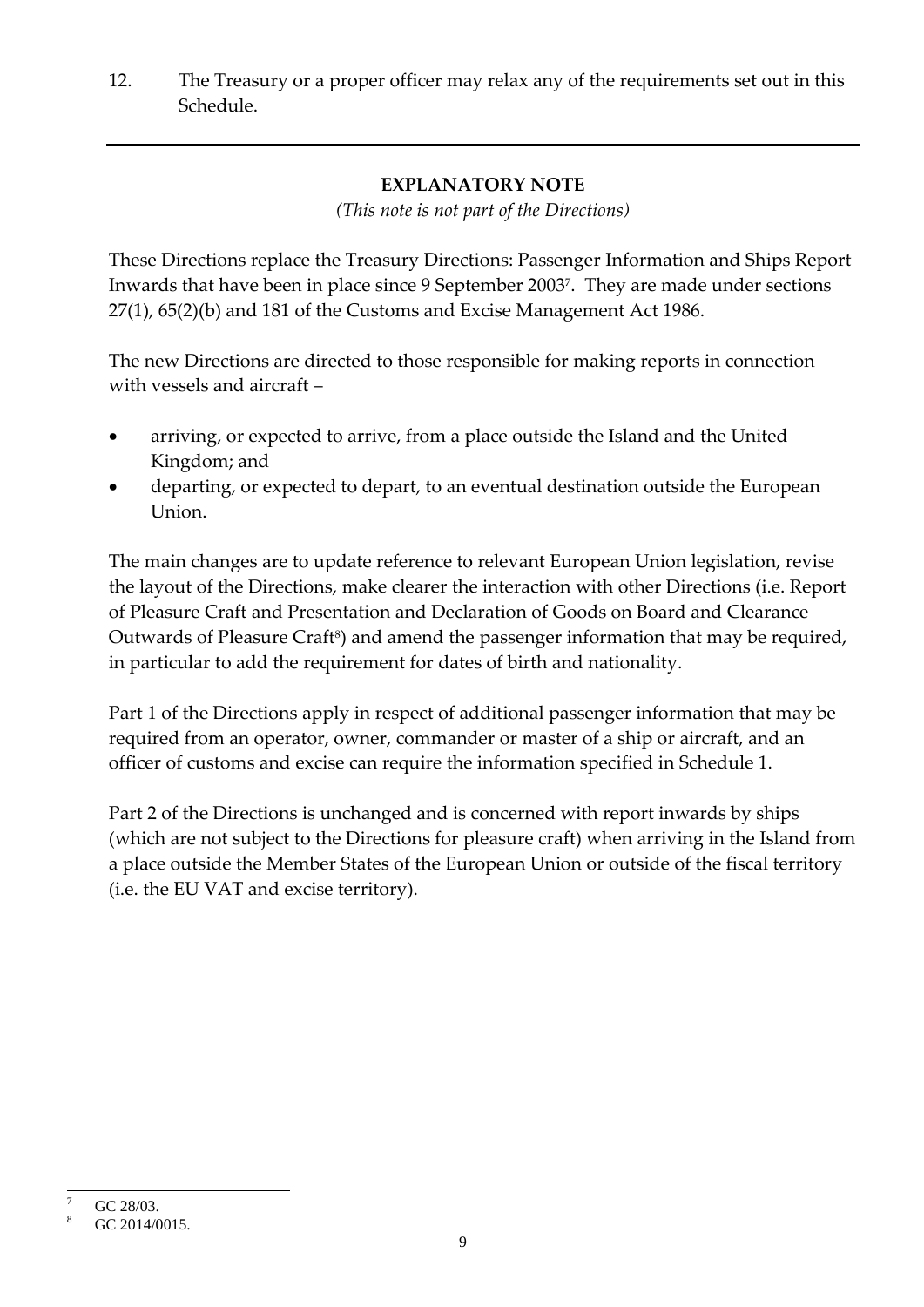12. The Treasury or a proper officer may relax any of the requirements set out in this Schedule.

---

## EXPLANATORY NOTE

*(This note is not part of the Directions)*

These Directions replace the Treasury Directions: Passenger Information and Ships Report Inwards that have been in place since 9 September 2003[7]. They are made under sections 27(1), 65(2)(b) and 181 of the Customs and Excise Management Act 1986.

The new Directions are directed to those responsible for making reports in connection with vessels and aircraft –

- arriving, or expected to arrive, from a place outside the Island and the United Kingdom; and
- departing, or expected to depart, to an eventual destination outside the European Union.

The main changes are to update reference to relevant European Union legislation, revise the layout of the Directions, make clearer the interaction with other Directions (i.e. Report of Pleasure Craft and Presentation and Declaration of Goods on Board and Clearance Outwards of Pleasure Craft[8]) and amend the passenger information that may be required, in particular to add the requirement for dates of birth and nationality.

Part 1 of the Directions apply in respect of additional passenger information that may be required from an operator, owner, commander or master of a ship or aircraft, and an officer of customs and excise can require the information specified in Schedule 1.

Part 2 of the Directions is unchanged and is concerned with report inwards by ships (which are not subject to the Directions for pleasure craft) when arriving in the Island from a place outside the Member States of the European Union or outside of the fiscal territory (i.e. the EU VAT and excise territory).

---

[7] GC 28/03.

[8] GC 2014/0015.